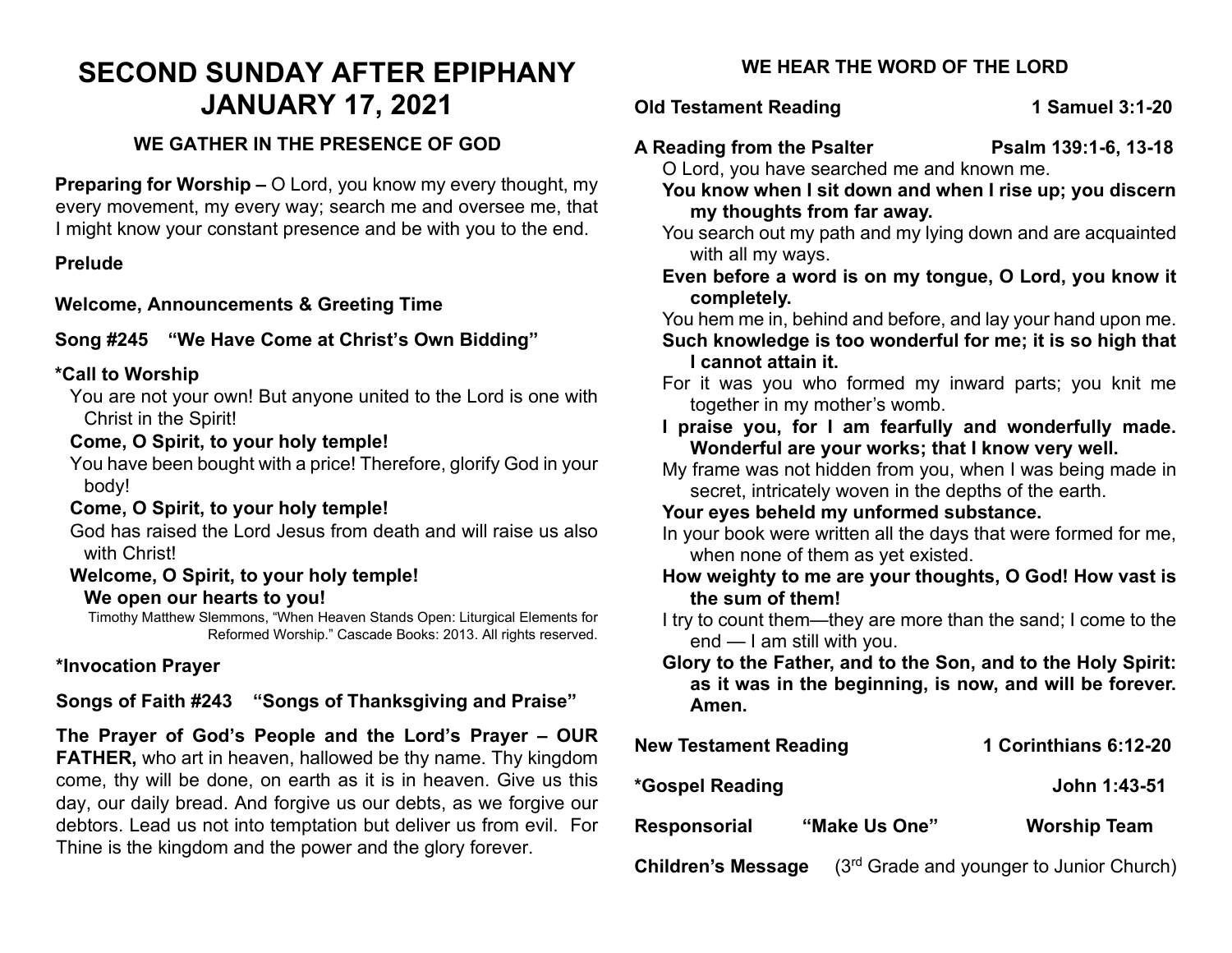# SECOND SUNDAY AFTER EPIPHANY
# JANUARY 17, 2021

## WE GATHER IN THE PRESENCE OF GOD

**Preparing for Worship –** O Lord, you know my every thought, my every movement, my every way; search me and oversee me, that I might know your constant presence and be with you to the end.

**Prelude**

**Welcome, Announcements & Greeting Time**

**Song #245 "We Have Come at Christ's Own Bidding"**

**\*Call to Worship**

You are not your own! But anyone united to the Lord is one with Christ in the Spirit!

**Come, O Spirit, to your holy temple!**

You have been bought with a price! Therefore, glorify God in your body!

**Come, O Spirit, to your holy temple!**

God has raised the Lord Jesus from death and will raise us also with Christ!

**Welcome, O Spirit, to your holy temple!**
**We open our hearts to you!**

Timothy Matthew Slemmons, "When Heaven Stands Open: Liturgical Elements for Reformed Worship." Cascade Books: 2013. All rights reserved.

**\*Invocation Prayer**

**Songs of Faith #243 "Songs of Thanksgiving and Praise"**

**The Prayer of God's People and the Lord's Prayer – OUR FATHER,** who art in heaven, hallowed be thy name. Thy kingdom come, thy will be done, on earth as it is in heaven. Give us this day, our daily bread. And forgive us our debts, as we forgive our debtors. Lead us not into temptation but deliver us from evil. For Thine is the kingdom and the power and the glory forever.

## WE HEAR THE WORD OF THE LORD

**Old Testament Reading** **1 Samuel 3:1-20**

**A Reading from the Psalter** **Psalm 139:1-6, 13-18**

O Lord, you have searched me and known me.

**You know when I sit down and when I rise up; you discern my thoughts from far away.**

You search out my path and my lying down and are acquainted with all my ways.

**Even before a word is on my tongue, O Lord, you know it completely.**

You hem me in, behind and before, and lay your hand upon me.

**Such knowledge is too wonderful for me; it is so high that I cannot attain it.**

For it was you who formed my inward parts; you knit me together in my mother's womb.

**I praise you, for I am fearfully and wonderfully made. Wonderful are your works; that I know very well.**

My frame was not hidden from you, when I was being made in secret, intricately woven in the depths of the earth.

**Your eyes beheld my unformed substance.**

In your book were written all the days that were formed for me, when none of them as yet existed.

**How weighty to me are your thoughts, O God! How vast is the sum of them!**

I try to count them—they are more than the sand; I come to the end — I am still with you.

**Glory to the Father, and to the Son, and to the Holy Spirit: as it was in the beginning, is now, and will be forever. Amen.**

**New Testament Reading** **1 Corinthians 6:12-20**

**\*Gospel Reading** **John 1:43-51**

**Responsorial** **"Make Us One"** **Worship Team**

**Children's Message** (3rd Grade and younger to Junior Church)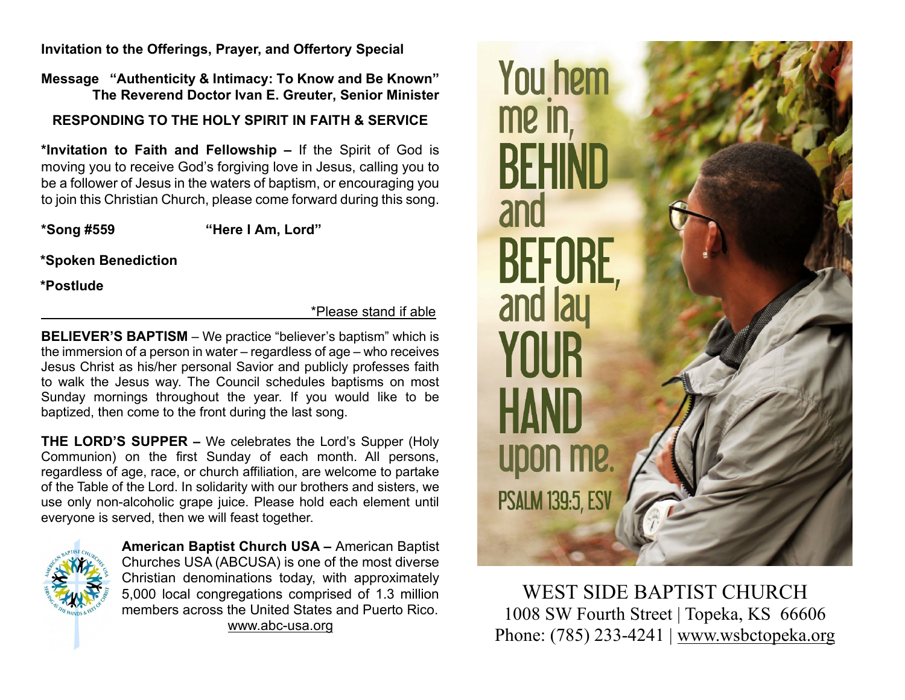**Invitation to the Offerings, Prayer, and Offertory Special**

**Message "Authenticity & Intimacy: To Know and Be Known"**
**The Reverend Doctor Ivan E. Greuter, Senior Minister**

## RESPONDING TO THE HOLY SPIRIT IN FAITH & SERVICE

***Invitation to Faith and Fellowship –** If the Spirit of God is moving you to receive God's forgiving love in Jesus, calling you to be a follower of Jesus in the waters of baptism, or encouraging you to join this Christian Church, please come forward during this song.

***Song #559** **"Here I Am, Lord"**

***Spoken Benediction**

***Postlude**

*Please stand if able

**BELIEVER'S BAPTISM** – We practice "believer's baptism" which is the immersion of a person in water – regardless of age – who receives Jesus Christ as his/her personal Savior and publicly professes faith to walk the Jesus way. The Council schedules baptisms on most Sunday mornings throughout the year. If you would like to be baptized, then come to the front during the last song.

**THE LORD'S SUPPER –** We celebrates the Lord's Supper (Holy Communion) on the first Sunday of each month. All persons, regardless of age, race, or church affiliation, are welcome to partake of the Table of the Lord. In solidarity with our brothers and sisters, we use only non-alcoholic grape juice. Please hold each element until everyone is served, then we will feast together.

**American Baptist Church USA –** American Baptist Churches USA (ABCUSA) is one of the most diverse Christian denominations today, with approximately 5,000 local congregations comprised of 1.3 million members across the United States and Puerto Rico.
www.abc-usa.org

You hem me in, BEHIND and BEFORE, and lay YOUR HAND upon me.
PSALM 139:5, ESV

WEST SIDE BAPTIST CHURCH
1008 SW Fourth Street | Topeka, KS 66606
Phone: (785) 233-4241 | www.wsbctopeka.org